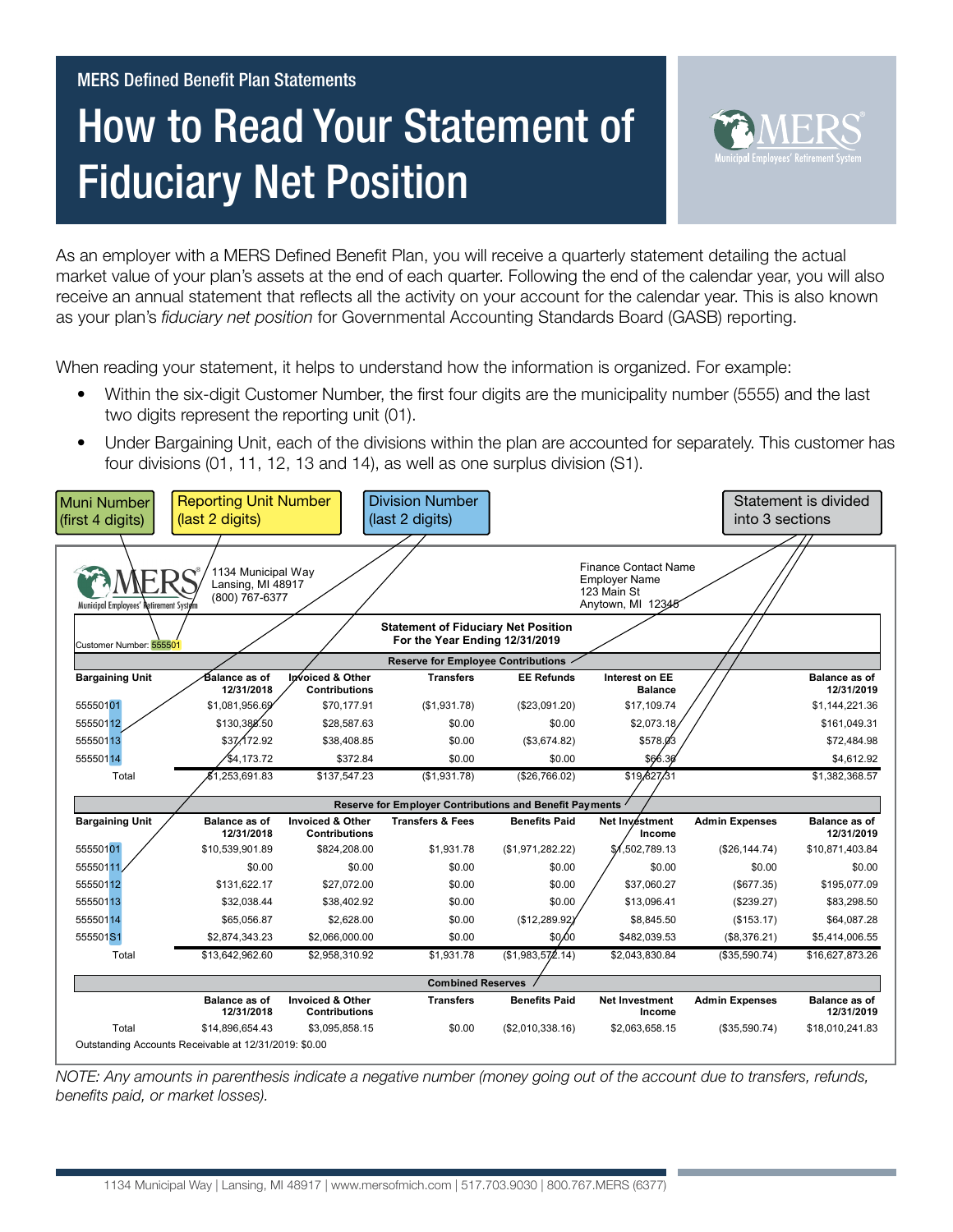MERS Defined Benefit Plan Statements

# How to Read Your Statement of Fiduciary Net Position

As an employer with a MERS Defined Benefit Plan, you will receive a quarterly statement detailing the actual market value of your plan's assets at the end of each quarter. Following the end of the calendar year, you will also receive an annual statement that reflects all the activity on your account for the calendar year. This is also known as your plan's *fiduciary net position* for Governmental Accounting Standards Board (GASB) reporting.

When reading your statement, it helps to understand how the information is organized. For example:

- Within the six-digit Customer Number, the first four digits are the municipality number (5555) and the last two digits represent the reporting unit (01).
- Under Bargaining Unit, each of the divisions within the plan are accounted for separately. This customer has four divisions (01, 11, 12, 13 and 14), as well as one surplus division (S1).

Muni Number (first 4 digits) | Reporting Unit Number (last 2 digits) | Division Number (last 2 digits) | Statement is divided into 3 sections

MERS Municipal Employees' Retirement System
1134 Municipal Way
Lansing, MI 48917
(800) 767-6377

Finance Contact Name
Employer Name
123 Main St
Anytown, MI 12345

Customer Number: 555501

**Statement of Fiduciary Net Position**
**For the Year Ending 12/31/2019**

**Reserve for Employee Contributions**

| Bargaining Unit | Balance as of 12/31/2018 | Invoiced & Other Contributions | Transfers | EE Refunds | Interest on EE Balance | | Balance as of 12/31/2019 |
|---|---|---|---|---|---|---|---|
| 55550101 | $1,081,956.69 | $70,177.91 | ($1,931.78) | ($23,091.20) | $17,109.74 | | $1,144,221.36 |
| 55550112 | $130,388.50 | $28,587.63 | $0.00 | $0.00 | $2,073.18 | | $161,049.31 |
| 55550113 | $37,172.92 | $38,408.85 | $0.00 | ($3,674.82) | $578.03 | | $72,484.98 |
| 55550114 | $4,173.72 | $372.84 | $0.00 | $0.00 | $66.36 | | $4,612.92 |
| Total | $1,253,691.83 | $137,547.23 | ($1,931.78) | ($26,766.02) | $19,827.31 | | $1,382,368.57 |

**Reserve for Employer Contributions and Benefit Payments**

| Bargaining Unit | Balance as of 12/31/2018 | Invoiced & Other Contributions | Transfers & Fees | Benefits Paid | Net Investment Income | Admin Expenses | Balance as of 12/31/2019 |
|---|---|---|---|---|---|---|---|
| 55550101 | $10,539,901.89 | $824,208.00 | $1,931.78 | ($1,971,282.22) | $1,502,789.13 | ($26,144.74) | $10,871,403.84 |
| 55550111 | $0.00 | $0.00 | $0.00 | $0.00 | $0.00 | $0.00 | $0.00 |
| 55550112 | $131,622.17 | $27,072.00 | $0.00 | $0.00 | $37,060.27 | ($677.35) | $195,077.09 |
| 55550113 | $32,038.44 | $38,402.92 | $0.00 | $0.00 | $13,096.41 | ($239.27) | $83,298.50 |
| 55550114 | $65,056.87 | $2,628.00 | $0.00 | ($12,289.92) | $8,845.50 | ($153.17) | $64,087.28 |
| 555501S1 | $2,874,343.23 | $2,066,000.00 | $0.00 | $0.00 | $482,039.53 | ($8,376.21) | $5,414,006.55 |
| Total | $13,642,962.60 | $2,958,310.92 | $1,931.78 | ($1,983,572.14) | $2,043,830.84 | ($35,590.74) | $16,627,873.26 |

**Combined Reserves**

| | Balance as of 12/31/2018 | Invoiced & Other Contributions | Transfers | Benefits Paid | Net Investment Income | Admin Expenses | Balance as of 12/31/2019 |
|---|---|---|---|---|---|---|---|
| Total | $14,896,654.43 | $3,095,858.15 | $0.00 | ($2,010,338.16) | $2,063,658.15 | ($35,590.74) | $18,010,241.83 |

Outstanding Accounts Receivable at 12/31/2019: $0.00

*NOTE: Any amounts in parenthesis indicate a negative number (money going out of the account due to transfers, refunds, benefits paid, or market losses).*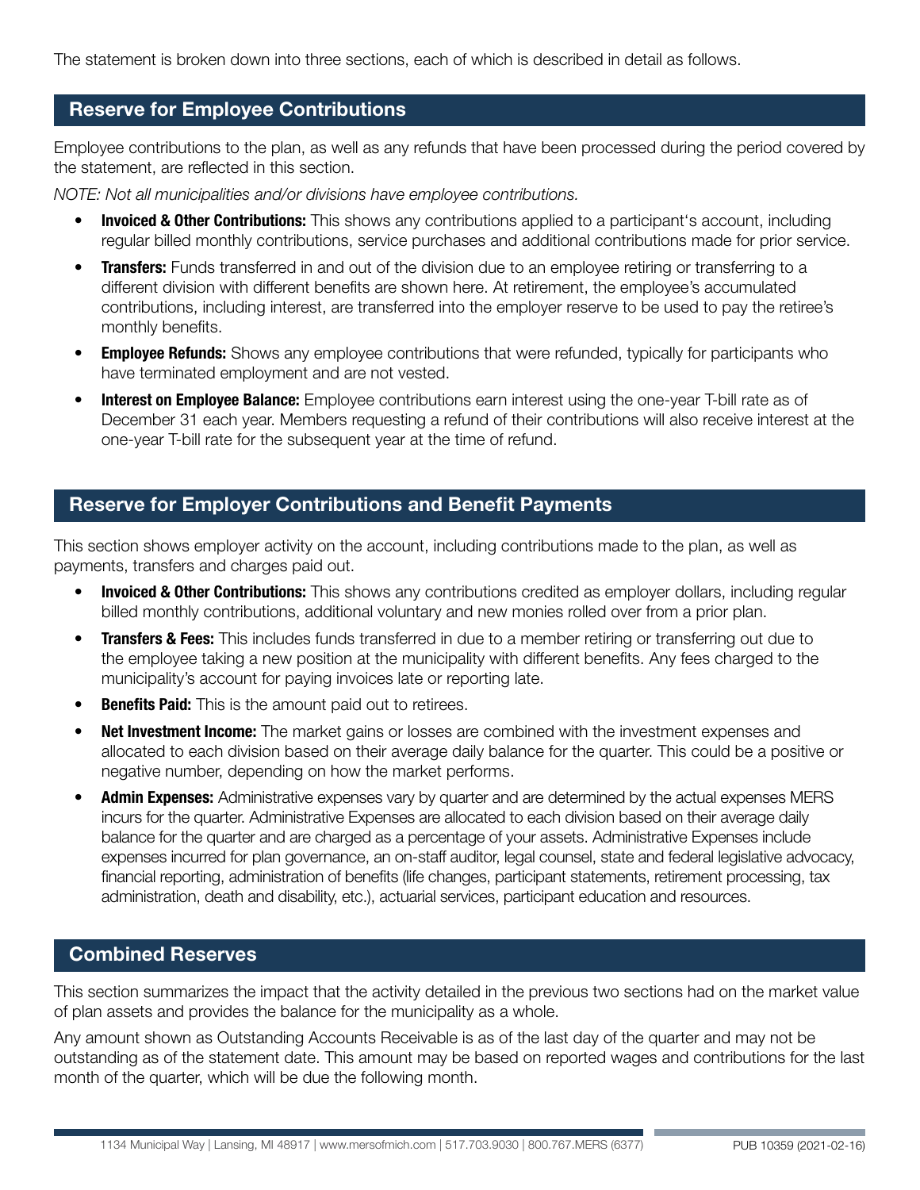The statement is broken down into three sections, each of which is described in detail as follows.

## Reserve for Employee Contributions

Employee contributions to the plan, as well as any refunds that have been processed during the period covered by the statement, are reflected in this section.

*NOTE: Not all municipalities and/or divisions have employee contributions.*

- **Invoiced & Other Contributions:** This shows any contributions applied to a participant's account, including regular billed monthly contributions, service purchases and additional contributions made for prior service.
- **Transfers:** Funds transferred in and out of the division due to an employee retiring or transferring to a different division with different benefits are shown here. At retirement, the employee's accumulated contributions, including interest, are transferred into the employer reserve to be used to pay the retiree's monthly benefits.
- **Employee Refunds:** Shows any employee contributions that were refunded, typically for participants who have terminated employment and are not vested.
- **Interest on Employee Balance:** Employee contributions earn interest using the one-year T-bill rate as of December 31 each year. Members requesting a refund of their contributions will also receive interest at the one-year T-bill rate for the subsequent year at the time of refund.

## Reserve for Employer Contributions and Benefit Payments

This section shows employer activity on the account, including contributions made to the plan, as well as payments, transfers and charges paid out.

- **Invoiced & Other Contributions:** This shows any contributions credited as employer dollars, including regular billed monthly contributions, additional voluntary and new monies rolled over from a prior plan.
- **Transfers & Fees:** This includes funds transferred in due to a member retiring or transferring out due to the employee taking a new position at the municipality with different benefits. Any fees charged to the municipality's account for paying invoices late or reporting late.
- **Benefits Paid:** This is the amount paid out to retirees.
- **Net Investment Income:** The market gains or losses are combined with the investment expenses and allocated to each division based on their average daily balance for the quarter. This could be a positive or negative number, depending on how the market performs.
- **Admin Expenses:** Administrative expenses vary by quarter and are determined by the actual expenses MERS incurs for the quarter. Administrative Expenses are allocated to each division based on their average daily balance for the quarter and are charged as a percentage of your assets. Administrative Expenses include expenses incurred for plan governance, an on-staff auditor, legal counsel, state and federal legislative advocacy, financial reporting, administration of benefits (life changes, participant statements, retirement processing, tax administration, death and disability, etc.), actuarial services, participant education and resources.

## Combined Reserves

This section summarizes the impact that the activity detailed in the previous two sections had on the market value of plan assets and provides the balance for the municipality as a whole.

Any amount shown as Outstanding Accounts Receivable is as of the last day of the quarter and may not be outstanding as of the statement date. This amount may be based on reported wages and contributions for the last month of the quarter, which will be due the following month.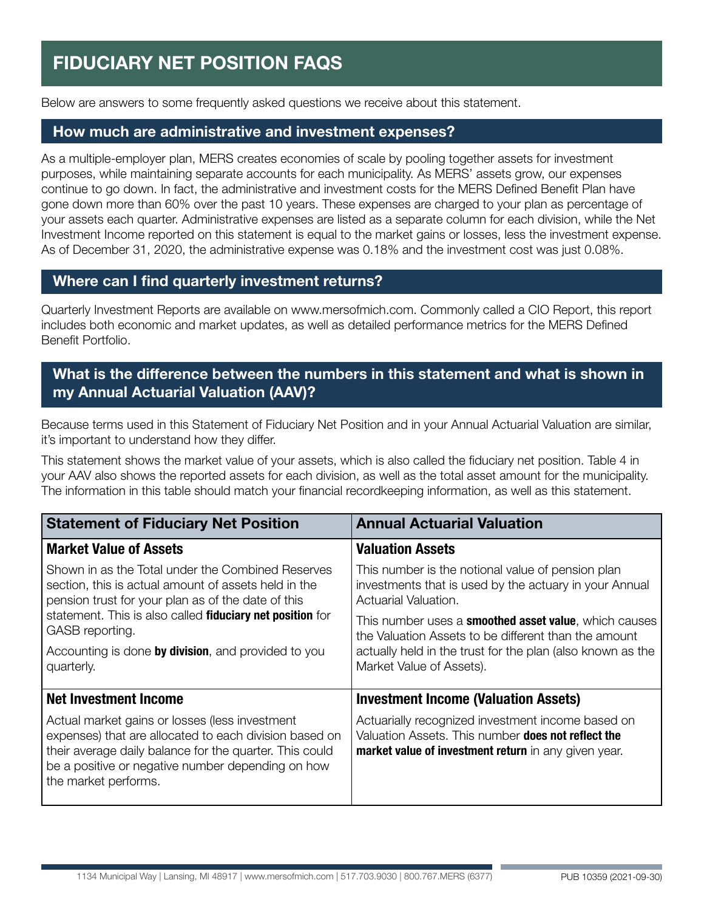# FIDUCIARY NET POSITION FAQS

Below are answers to some frequently asked questions we receive about this statement.

## How much are administrative and investment expenses?

As a multiple-employer plan, MERS creates economies of scale by pooling together assets for investment purposes, while maintaining separate accounts for each municipality. As MERS' assets grow, our expenses continue to go down. In fact, the administrative and investment costs for the MERS Defined Benefit Plan have gone down more than 60% over the past 10 years. These expenses are charged to your plan as percentage of your assets each quarter. Administrative expenses are listed as a separate column for each division, while the Net Investment Income reported on this statement is equal to the market gains or losses, less the investment expense. As of December 31, 2020, the administrative expense was 0.18% and the investment cost was just 0.08%.

## Where can I find quarterly investment returns?

Quarterly Investment Reports are available on www.mersofmich.com. Commonly called a CIO Report, this report includes both economic and market updates, as well as detailed performance metrics for the MERS Defined Benefit Portfolio.

## What is the difference between the numbers in this statement and what is shown in my Annual Actuarial Valuation (AAV)?

Because terms used in this Statement of Fiduciary Net Position and in your Annual Actuarial Valuation are similar, it's important to understand how they differ.

This statement shows the market value of your assets, which is also called the fiduciary net position. Table 4 in your AAV also shows the reported assets for each division, as well as the total asset amount for the municipality. The information in this table should match your financial recordkeeping information, as well as this statement.

| Statement of Fiduciary Net Position | Annual Actuarial Valuation |
|---|---|
| **Market Value of Assets**<br>Shown in as the Total under the Combined Reserves section, this is actual amount of assets held in the pension trust for your plan as of the date of this statement. This is also called **fiduciary net position** for GASB reporting.<br>Accounting is done **by division**, and provided to you quarterly. | **Valuation Assets**<br>This number is the notional value of pension plan investments that is used by the actuary in your Annual Actuarial Valuation.<br>This number uses a **smoothed asset value**, which causes the Valuation Assets to be different than the amount actually held in the trust for the plan (also known as the Market Value of Assets). |
| **Net Investment Income**<br>Actual market gains or losses (less investment expenses) that are allocated to each division based on their average daily balance for the quarter. This could be a positive or negative number depending on how the market performs. | **Investment Income (Valuation Assets)**<br>Actuarially recognized investment income based on Valuation Assets. This number **does not reflect the market value of investment return** in any given year. |

1134 Municipal Way | Lansing, MI 48917 | www.mersofmich.com | 517.703.9030 | 800.767.MERS (6377)

PUB 10359 (2021-09-30)